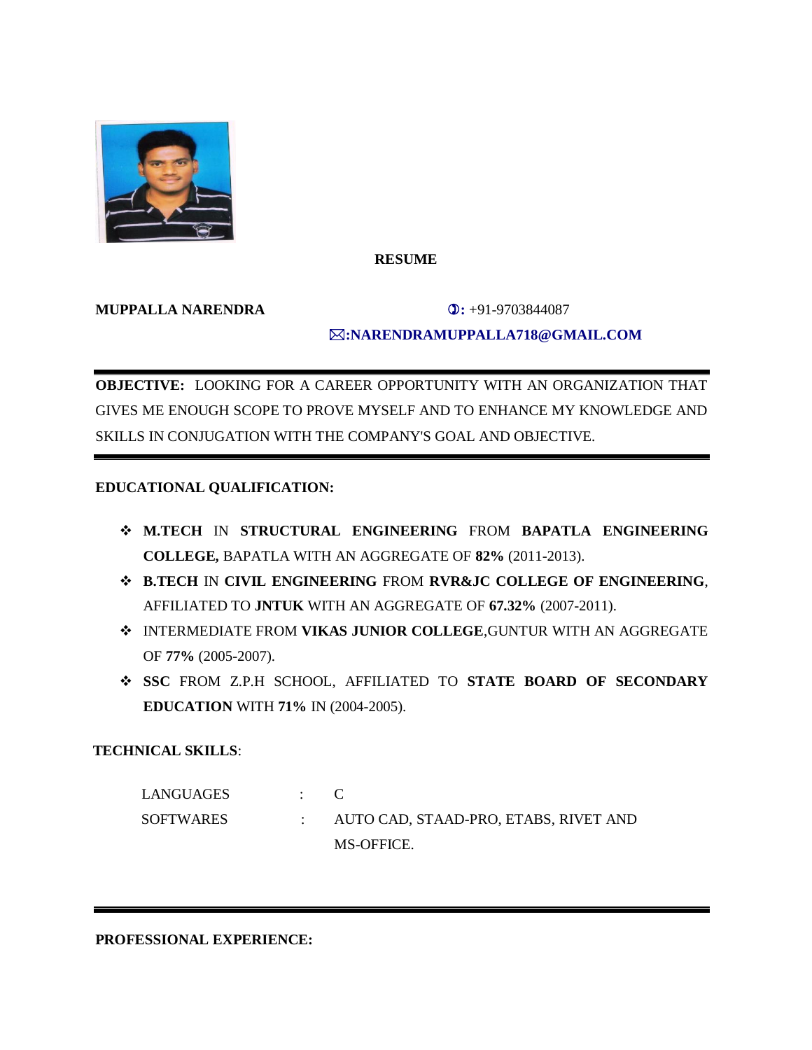**RESUME**

**MUPPALLA NARENDRA**

✆: +91-9703844087

✉: **NARENDRAMUPPALLA718@GMAIL.COM**

---

**OBJECTIVE:** LOOKING FOR A CAREER OPPORTUNITY WITH AN ORGANIZATION THAT GIVES ME ENOUGH SCOPE TO PROVE MYSELF AND TO ENHANCE MY KNOWLEDGE AND SKILLS IN CONJUGATION WITH THE COMPANY'S GOAL AND OBJECTIVE.

---

**EDUCATIONAL QUALIFICATION:**

- **M.TECH** IN **STRUCTURAL ENGINEERING** FROM **BAPATLA ENGINEERING COLLEGE,** BAPATLA WITH AN AGGREGATE OF **82%** (2011-2013).
- **B.TECH** IN **CIVIL ENGINEERING** FROM **RVR&JC COLLEGE OF ENGINEERING**, AFFILIATED TO **JNTUK** WITH AN AGGREGATE OF **67.32%** (2007-2011).
- INTERMEDIATE FROM **VIKAS JUNIOR COLLEGE**,GUNTUR WITH AN AGGREGATE OF **77%** (2005-2007).
- **SSC** FROM Z.P.H SCHOOL, AFFILIATED TO **STATE BOARD OF SECONDARY EDUCATION** WITH **71%** IN (2004-2005).

**TECHNICAL SKILLS**:

| | | |
|---|---|---|
| LANGUAGES | : | C |
| SOFTWARES | : | AUTO CAD, STAAD-PRO, ETABS, RIVET AND MS-OFFICE. |

---

**PROFESSIONAL EXPERIENCE:**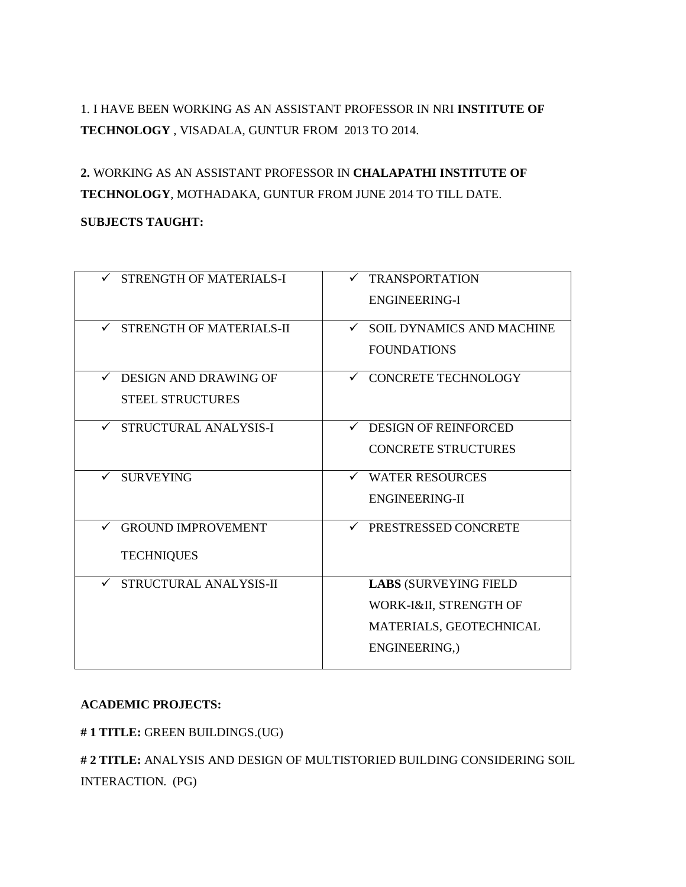1. I HAVE BEEN WORKING AS AN ASSISTANT PROFESSOR IN NRI **INSTITUTE OF TECHNOLOGY** , VISADALA, GUNTUR FROM 2013 TO 2014.

**2.** WORKING AS AN ASSISTANT PROFESSOR IN **CHALAPATHI INSTITUTE OF TECHNOLOGY**, MOTHADAKA, GUNTUR FROM JUNE 2014 TO TILL DATE.

**SUBJECTS TAUGHT:**

| | |
|---|---|
| ✓ STRENGTH OF MATERIALS-I | ✓ TRANSPORTATION ENGINEERING-I |
| ✓ STRENGTH OF MATERIALS-II | ✓ SOIL DYNAMICS AND MACHINE FOUNDATIONS |
| ✓ DESIGN AND DRAWING OF STEEL STRUCTURES | ✓ CONCRETE TECHNOLOGY |
| ✓ STRUCTURAL ANALYSIS-I | ✓ DESIGN OF REINFORCED CONCRETE STRUCTURES |
| ✓ SURVEYING | ✓ WATER RESOURCES ENGINEERING-II |
| ✓ GROUND IMPROVEMENT TECHNIQUES | ✓ PRESTRESSED CONCRETE |
| ✓ STRUCTURAL ANALYSIS-II | **LABS** (SURVEYING FIELD WORK-I&II, STRENGTH OF MATERIALS, GEOTECHNICAL ENGINEERING,) |

**ACADEMIC PROJECTS:**

**# 1 TITLE:** GREEN BUILDINGS.(UG)

**# 2 TITLE:** ANALYSIS AND DESIGN OF MULTISTORIED BUILDING CONSIDERING SOIL INTERACTION. (PG)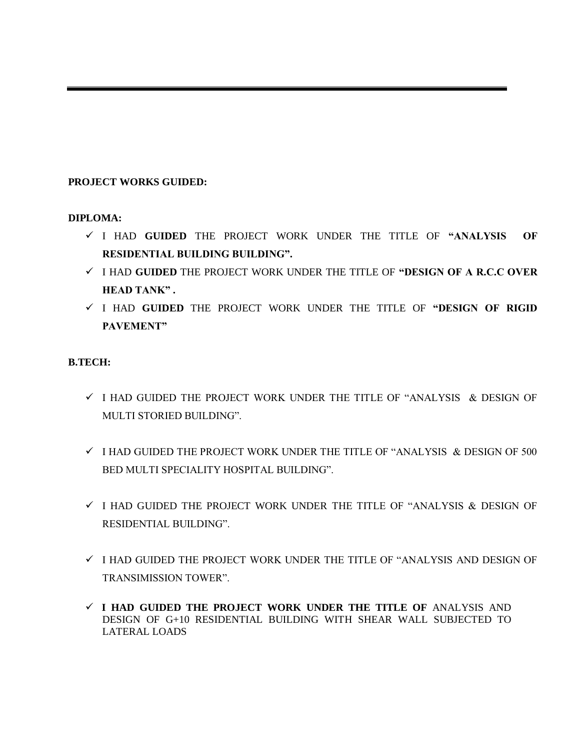**PROJECT WORKS GUIDED:**

**DIPLOMA:**

- ✓ I HAD **GUIDED** THE PROJECT WORK UNDER THE TITLE OF **"ANALYSIS OF RESIDENTIAL BUILDING BUILDING".**
- ✓ I HAD **GUIDED** THE PROJECT WORK UNDER THE TITLE OF **"DESIGN OF A R.C.C OVER HEAD TANK" .**
- ✓ I HAD **GUIDED** THE PROJECT WORK UNDER THE TITLE OF **"DESIGN OF RIGID PAVEMENT"**

**B.TECH:**

- ✓ I HAD GUIDED THE PROJECT WORK UNDER THE TITLE OF "ANALYSIS & DESIGN OF MULTI STORIED BUILDING".
- ✓ I HAD GUIDED THE PROJECT WORK UNDER THE TITLE OF "ANALYSIS & DESIGN OF 500 BED MULTI SPECIALITY HOSPITAL BUILDING".
- ✓ I HAD GUIDED THE PROJECT WORK UNDER THE TITLE OF "ANALYSIS & DESIGN OF RESIDENTIAL BUILDING".
- ✓ I HAD GUIDED THE PROJECT WORK UNDER THE TITLE OF "ANALYSIS AND DESIGN OF TRANSIMISSION TOWER".
- ✓ **I HAD GUIDED THE PROJECT WORK UNDER THE TITLE OF** ANALYSIS AND DESIGN OF G+10 RESIDENTIAL BUILDING WITH SHEAR WALL SUBJECTED TO LATERAL LOADS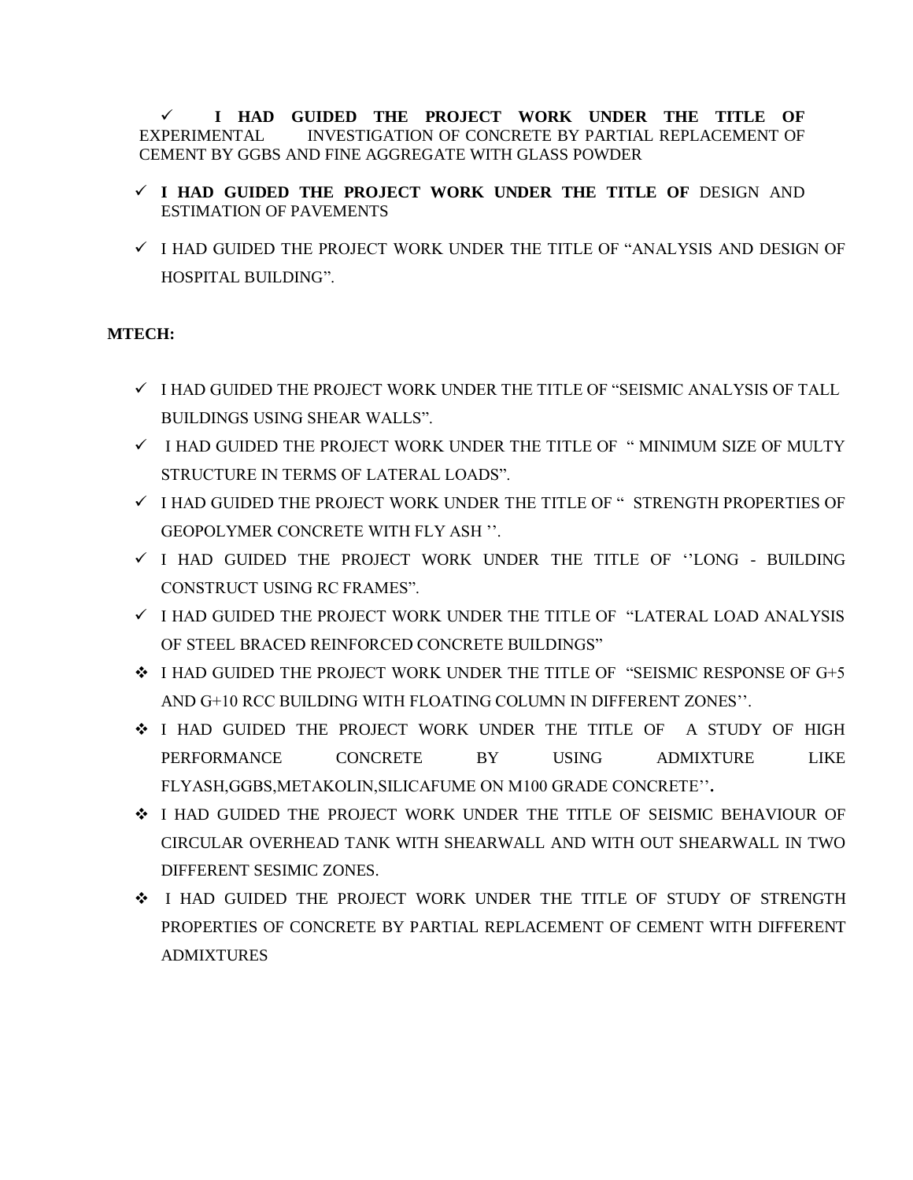- ✓ **I HAD GUIDED THE PROJECT WORK UNDER THE TITLE OF** EXPERIMENTAL INVESTIGATION OF CONCRETE BY PARTIAL REPLACEMENT OF CEMENT BY GGBS AND FINE AGGREGATE WITH GLASS POWDER
- ✓ **I HAD GUIDED THE PROJECT WORK UNDER THE TITLE OF** DESIGN AND ESTIMATION OF PAVEMENTS
- ✓ I HAD GUIDED THE PROJECT WORK UNDER THE TITLE OF "ANALYSIS AND DESIGN OF HOSPITAL BUILDING".

**MTECH:**

- ✓ I HAD GUIDED THE PROJECT WORK UNDER THE TITLE OF "SEISMIC ANALYSIS OF TALL BUILDINGS USING SHEAR WALLS".
- ✓ I HAD GUIDED THE PROJECT WORK UNDER THE TITLE OF " MINIMUM SIZE OF MULTY STRUCTURE IN TERMS OF LATERAL LOADS".
- ✓ I HAD GUIDED THE PROJECT WORK UNDER THE TITLE OF " STRENGTH PROPERTIES OF GEOPOLYMER CONCRETE WITH FLY ASH ''.
- ✓ I HAD GUIDED THE PROJECT WORK UNDER THE TITLE OF ''LONG - BUILDING CONSTRUCT USING RC FRAMES".
- ✓ I HAD GUIDED THE PROJECT WORK UNDER THE TITLE OF "LATERAL LOAD ANALYSIS OF STEEL BRACED REINFORCED CONCRETE BUILDINGS"
- ❖ I HAD GUIDED THE PROJECT WORK UNDER THE TITLE OF "SEISMIC RESPONSE OF G+5 AND G+10 RCC BUILDING WITH FLOATING COLUMN IN DIFFERENT ZONES''.
- ❖ I HAD GUIDED THE PROJECT WORK UNDER THE TITLE OF A STUDY OF HIGH PERFORMANCE CONCRETE BY USING ADMIXTURE LIKE FLYASH,GGBS,METAKOLIN,SILICAFUME ON M100 GRADE CONCRETE''**.**
- ❖ I HAD GUIDED THE PROJECT WORK UNDER THE TITLE OF SEISMIC BEHAVIOUR OF CIRCULAR OVERHEAD TANK WITH SHEARWALL AND WITH OUT SHEARWALL IN TWO DIFFERENT SESIMIC ZONES.
- ❖ I HAD GUIDED THE PROJECT WORK UNDER THE TITLE OF STUDY OF STRENGTH PROPERTIES OF CONCRETE BY PARTIAL REPLACEMENT OF CEMENT WITH DIFFERENT ADMIXTURES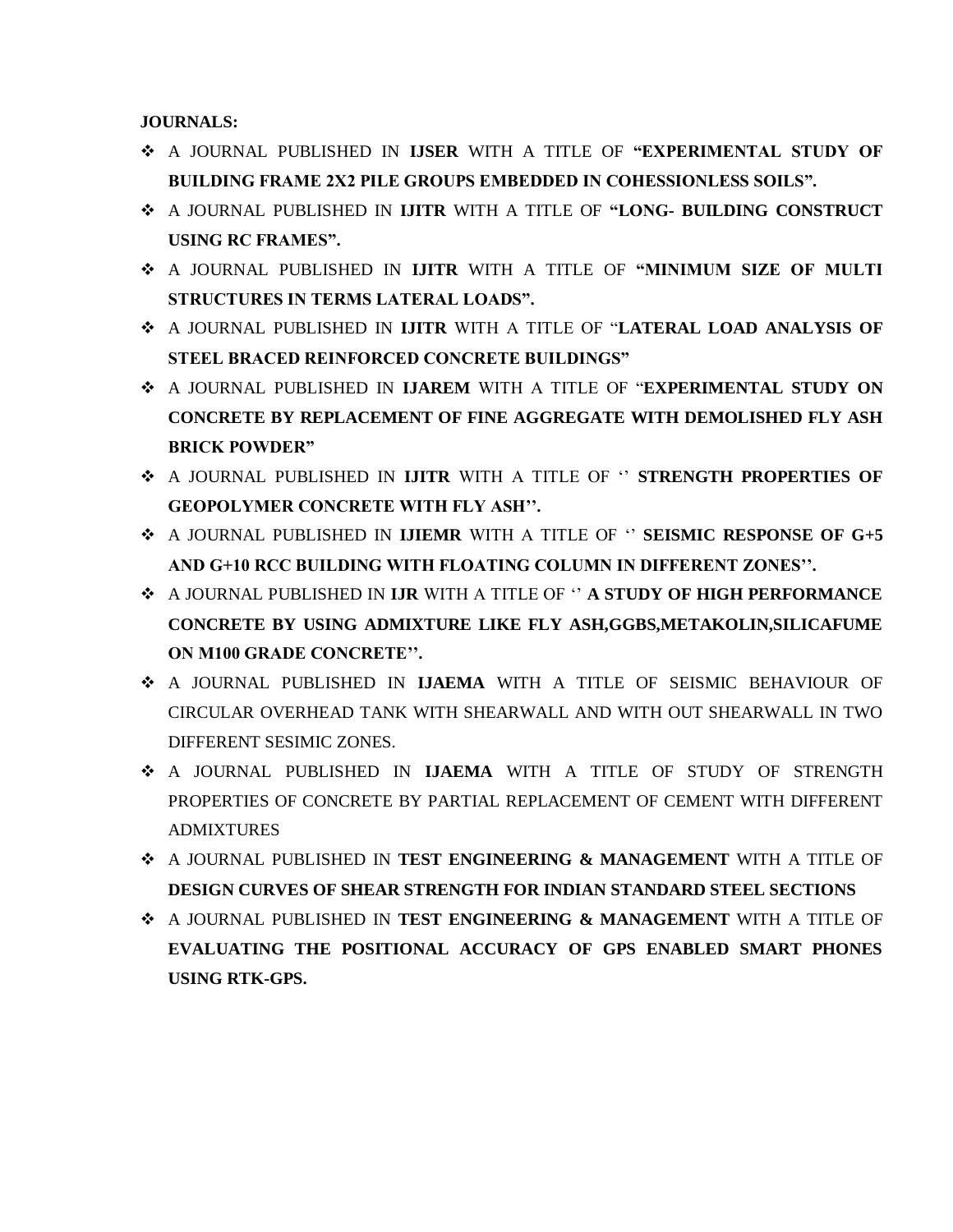**JOURNALS:**

- A JOURNAL PUBLISHED IN **IJSER** WITH A TITLE OF **"EXPERIMENTAL STUDY OF BUILDING FRAME 2X2 PILE GROUPS EMBEDDED IN COHESSIONLESS SOILS".**
- A JOURNAL PUBLISHED IN **IJITR** WITH A TITLE OF **"LONG- BUILDING CONSTRUCT USING RC FRAMES".**
- A JOURNAL PUBLISHED IN **IJITR** WITH A TITLE OF **"MINIMUM SIZE OF MULTI STRUCTURES IN TERMS LATERAL LOADS".**
- A JOURNAL PUBLISHED IN **IJITR** WITH A TITLE OF "**LATERAL LOAD ANALYSIS OF STEEL BRACED REINFORCED CONCRETE BUILDINGS"**
- A JOURNAL PUBLISHED IN **IJAREM** WITH A TITLE OF "**EXPERIMENTAL STUDY ON CONCRETE BY REPLACEMENT OF FINE AGGREGATE WITH DEMOLISHED FLY ASH BRICK POWDER"**
- A JOURNAL PUBLISHED IN **IJITR** WITH A TITLE OF '' **STRENGTH PROPERTIES OF GEOPOLYMER CONCRETE WITH FLY ASH''.**
- A JOURNAL PUBLISHED IN **IJIEMR** WITH A TITLE OF '' **SEISMIC RESPONSE OF G+5 AND G+10 RCC BUILDING WITH FLOATING COLUMN IN DIFFERENT ZONES''.**
- A JOURNAL PUBLISHED IN **IJR** WITH A TITLE OF '' **A STUDY OF HIGH PERFORMANCE CONCRETE BY USING ADMIXTURE LIKE FLY ASH,GGBS,METAKOLIN,SILICAFUME ON M100 GRADE CONCRETE''.**
- A JOURNAL PUBLISHED IN **IJAEMA** WITH A TITLE OF SEISMIC BEHAVIOUR OF CIRCULAR OVERHEAD TANK WITH SHEARWALL AND WITH OUT SHEARWALL IN TWO DIFFERENT SESIMIC ZONES.
- A JOURNAL PUBLISHED IN **IJAEMA** WITH A TITLE OF STUDY OF STRENGTH PROPERTIES OF CONCRETE BY PARTIAL REPLACEMENT OF CEMENT WITH DIFFERENT ADMIXTURES
- A JOURNAL PUBLISHED IN **TEST ENGINEERING & MANAGEMENT** WITH A TITLE OF **DESIGN CURVES OF SHEAR STRENGTH FOR INDIAN STANDARD STEEL SECTIONS**
- A JOURNAL PUBLISHED IN **TEST ENGINEERING & MANAGEMENT** WITH A TITLE OF **EVALUATING THE POSITIONAL ACCURACY OF GPS ENABLED SMART PHONES USING RTK-GPS.**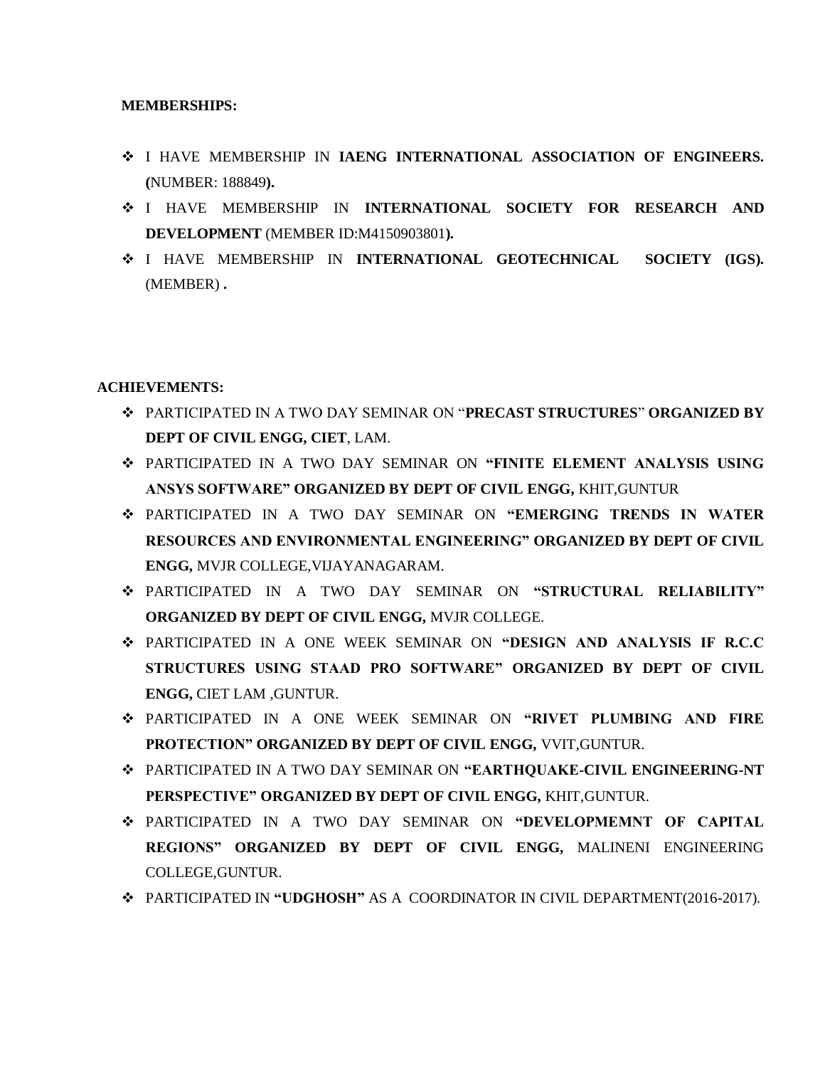**MEMBERSHIPS:**

- I HAVE MEMBERSHIP IN **IAENG INTERNATIONAL ASSOCIATION OF ENGINEERS. (**NUMBER: 188849**).**
- I HAVE MEMBERSHIP IN **INTERNATIONAL SOCIETY FOR RESEARCH AND DEVELOPMENT** (MEMBER ID:M4150903801**).**
- I HAVE MEMBERSHIP IN **INTERNATIONAL GEOTECHNICAL SOCIETY (IGS).** (MEMBER) **.**

**ACHIEVEMENTS:**

- PARTICIPATED IN A TWO DAY SEMINAR ON "**PRECAST STRUCTURES**" **ORGANIZED BY DEPT OF CIVIL ENGG, CIET**, LAM.
- PARTICIPATED IN A TWO DAY SEMINAR ON **"FINITE ELEMENT ANALYSIS USING ANSYS SOFTWARE" ORGANIZED BY DEPT OF CIVIL ENGG,** KHIT,GUNTUR
- PARTICIPATED IN A TWO DAY SEMINAR ON **"EMERGING TRENDS IN WATER RESOURCES AND ENVIRONMENTAL ENGINEERING" ORGANIZED BY DEPT OF CIVIL ENGG,** MVJR COLLEGE,VIJAYANAGARAM.
- PARTICIPATED IN A TWO DAY SEMINAR ON **"STRUCTURAL RELIABILITY" ORGANIZED BY DEPT OF CIVIL ENGG,** MVJR COLLEGE.
- PARTICIPATED IN A ONE WEEK SEMINAR ON **"DESIGN AND ANALYSIS IF R.C.C STRUCTURES USING STAAD PRO SOFTWARE" ORGANIZED BY DEPT OF CIVIL ENGG,** CIET LAM ,GUNTUR.
- PARTICIPATED IN A ONE WEEK SEMINAR ON **"RIVET PLUMBING AND FIRE PROTECTION" ORGANIZED BY DEPT OF CIVIL ENGG,** VVIT,GUNTUR.
- PARTICIPATED IN A TWO DAY SEMINAR ON **"EARTHQUAKE-CIVIL ENGINEERING-NT PERSPECTIVE" ORGANIZED BY DEPT OF CIVIL ENGG,** KHIT,GUNTUR.
- PARTICIPATED IN A TWO DAY SEMINAR ON **"DEVELOPMEMNT OF CAPITAL REGIONS" ORGANIZED BY DEPT OF CIVIL ENGG,** MALINENI ENGINEERING COLLEGE,GUNTUR.
- PARTICIPATED IN **"UDGHOSH"** AS A COORDINATOR IN CIVIL DEPARTMENT(2016-2017).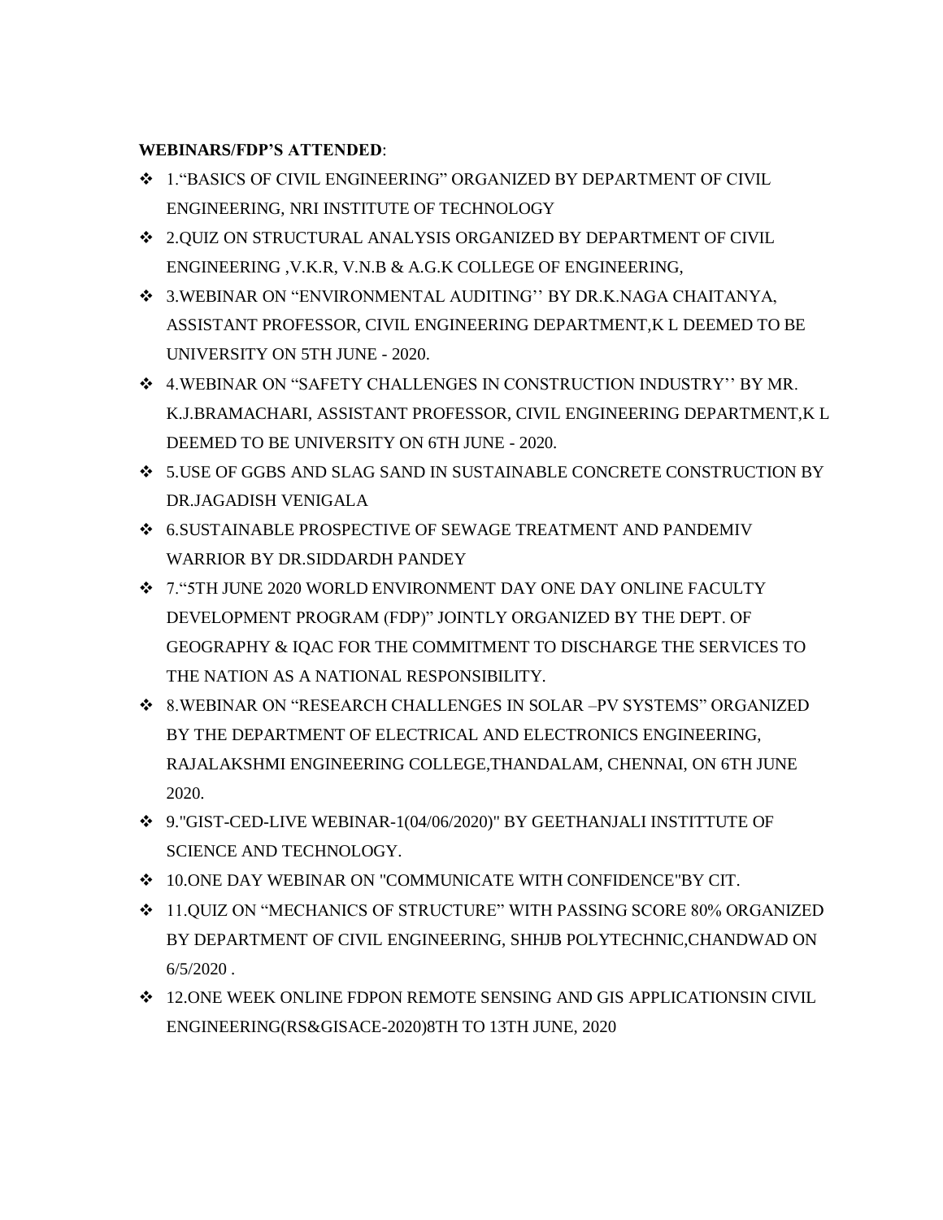**WEBINARS/FDP'S ATTENDED**:

- 1."BASICS OF CIVIL ENGINEERING" ORGANIZED BY DEPARTMENT OF CIVIL ENGINEERING, NRI INSTITUTE OF TECHNOLOGY
- 2.QUIZ ON STRUCTURAL ANALYSIS ORGANIZED BY DEPARTMENT OF CIVIL ENGINEERING ,V.K.R, V.N.B & A.G.K COLLEGE OF ENGINEERING,
- 3.WEBINAR ON "ENVIRONMENTAL AUDITING'' BY DR.K.NAGA CHAITANYA, ASSISTANT PROFESSOR, CIVIL ENGINEERING DEPARTMENT,K L DEEMED TO BE UNIVERSITY ON 5TH JUNE - 2020.
- 4.WEBINAR ON "SAFETY CHALLENGES IN CONSTRUCTION INDUSTRY'' BY MR. K.J.BRAMACHARI, ASSISTANT PROFESSOR, CIVIL ENGINEERING DEPARTMENT,K L DEEMED TO BE UNIVERSITY ON 6TH JUNE - 2020.
- 5.USE OF GGBS AND SLAG SAND IN SUSTAINABLE CONCRETE CONSTRUCTION BY DR.JAGADISH VENIGALA
- 6.SUSTAINABLE PROSPECTIVE OF SEWAGE TREATMENT AND PANDEMIV WARRIOR BY DR.SIDDARDH PANDEY
- 7."5TH JUNE 2020 WORLD ENVIRONMENT DAY ONE DAY ONLINE FACULTY DEVELOPMENT PROGRAM (FDP)" JOINTLY ORGANIZED BY THE DEPT. OF GEOGRAPHY & IQAC FOR THE COMMITMENT TO DISCHARGE THE SERVICES TO THE NATION AS A NATIONAL RESPONSIBILITY.
- 8.WEBINAR ON "RESEARCH CHALLENGES IN SOLAR –PV SYSTEMS" ORGANIZED BY THE DEPARTMENT OF ELECTRICAL AND ELECTRONICS ENGINEERING, RAJALAKSHMI ENGINEERING COLLEGE,THANDALAM, CHENNAI, ON 6TH JUNE 2020.
- 9."GIST-CED-LIVE WEBINAR-1(04/06/2020)" BY GEETHANJALI INSTITTUTE OF SCIENCE AND TECHNOLOGY.
- 10.ONE DAY WEBINAR ON "COMMUNICATE WITH CONFIDENCE"BY CIT.
- 11.QUIZ ON "MECHANICS OF STRUCTURE" WITH PASSING SCORE 80% ORGANIZED BY DEPARTMENT OF CIVIL ENGINEERING, SHHJB POLYTECHNIC,CHANDWAD ON 6/5/2020 .
- 12.ONE WEEK ONLINE FDPON REMOTE SENSING AND GIS APPLICATIONSIN CIVIL ENGINEERING(RS&GISACE-2020)8TH TO 13TH JUNE, 2020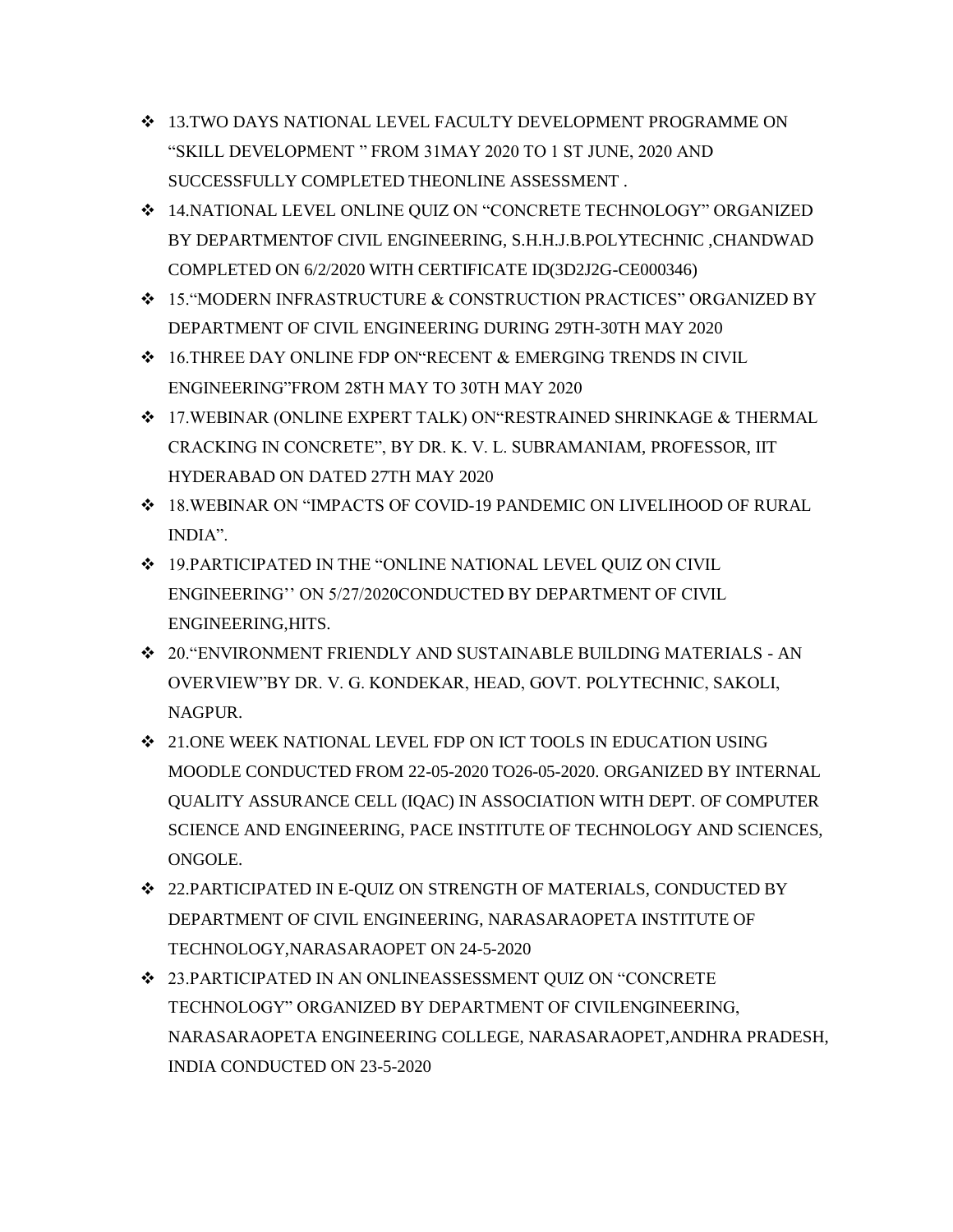- 13.TWO DAYS NATIONAL LEVEL FACULTY DEVELOPMENT PROGRAMME ON "SKILL DEVELOPMENT " FROM 31MAY 2020 TO 1 ST JUNE, 2020 AND SUCCESSFULLY COMPLETED THEONLINE ASSESSMENT .
- 14.NATIONAL LEVEL ONLINE QUIZ ON "CONCRETE TECHNOLOGY" ORGANIZED BY DEPARTMENTOF CIVIL ENGINEERING, S.H.H.J.B.POLYTECHNIC ,CHANDWAD COMPLETED ON 6/2/2020 WITH CERTIFICATE ID(3D2J2G-CE000346)
- 15."MODERN INFRASTRUCTURE & CONSTRUCTION PRACTICES" ORGANIZED BY DEPARTMENT OF CIVIL ENGINEERING DURING 29TH-30TH MAY 2020
- 16.THREE DAY ONLINE FDP ON"RECENT & EMERGING TRENDS IN CIVIL ENGINEERING"FROM 28TH MAY TO 30TH MAY 2020
- 17.WEBINAR (ONLINE EXPERT TALK) ON"RESTRAINED SHRINKAGE & THERMAL CRACKING IN CONCRETE", BY DR. K. V. L. SUBRAMANIAM, PROFESSOR, IIT HYDERABAD ON DATED 27TH MAY 2020
- 18.WEBINAR ON "IMPACTS OF COVID-19 PANDEMIC ON LIVELIHOOD OF RURAL INDIA".
- 19.PARTICIPATED IN THE "ONLINE NATIONAL LEVEL QUIZ ON CIVIL ENGINEERING'' ON 5/27/2020CONDUCTED BY DEPARTMENT OF CIVIL ENGINEERING,HITS.
- 20."ENVIRONMENT FRIENDLY AND SUSTAINABLE BUILDING MATERIALS - AN OVERVIEW"BY DR. V. G. KONDEKAR, HEAD, GOVT. POLYTECHNIC, SAKOLI, NAGPUR.
- 21.ONE WEEK NATIONAL LEVEL FDP ON ICT TOOLS IN EDUCATION USING MOODLE CONDUCTED FROM 22-05-2020 TO26-05-2020. ORGANIZED BY INTERNAL QUALITY ASSURANCE CELL (IQAC) IN ASSOCIATION WITH DEPT. OF COMPUTER SCIENCE AND ENGINEERING, PACE INSTITUTE OF TECHNOLOGY AND SCIENCES, ONGOLE.
- 22.PARTICIPATED IN E-QUIZ ON STRENGTH OF MATERIALS, CONDUCTED BY DEPARTMENT OF CIVIL ENGINEERING, NARASARAOPETA INSTITUTE OF TECHNOLOGY,NARASARAOPET ON 24-5-2020
- 23.PARTICIPATED IN AN ONLINEASSESSMENT QUIZ ON "CONCRETE TECHNOLOGY" ORGANIZED BY DEPARTMENT OF CIVILENGINEERING, NARASARAOPETA ENGINEERING COLLEGE, NARASARAOPET,ANDHRA PRADESH, INDIA CONDUCTED ON 23-5-2020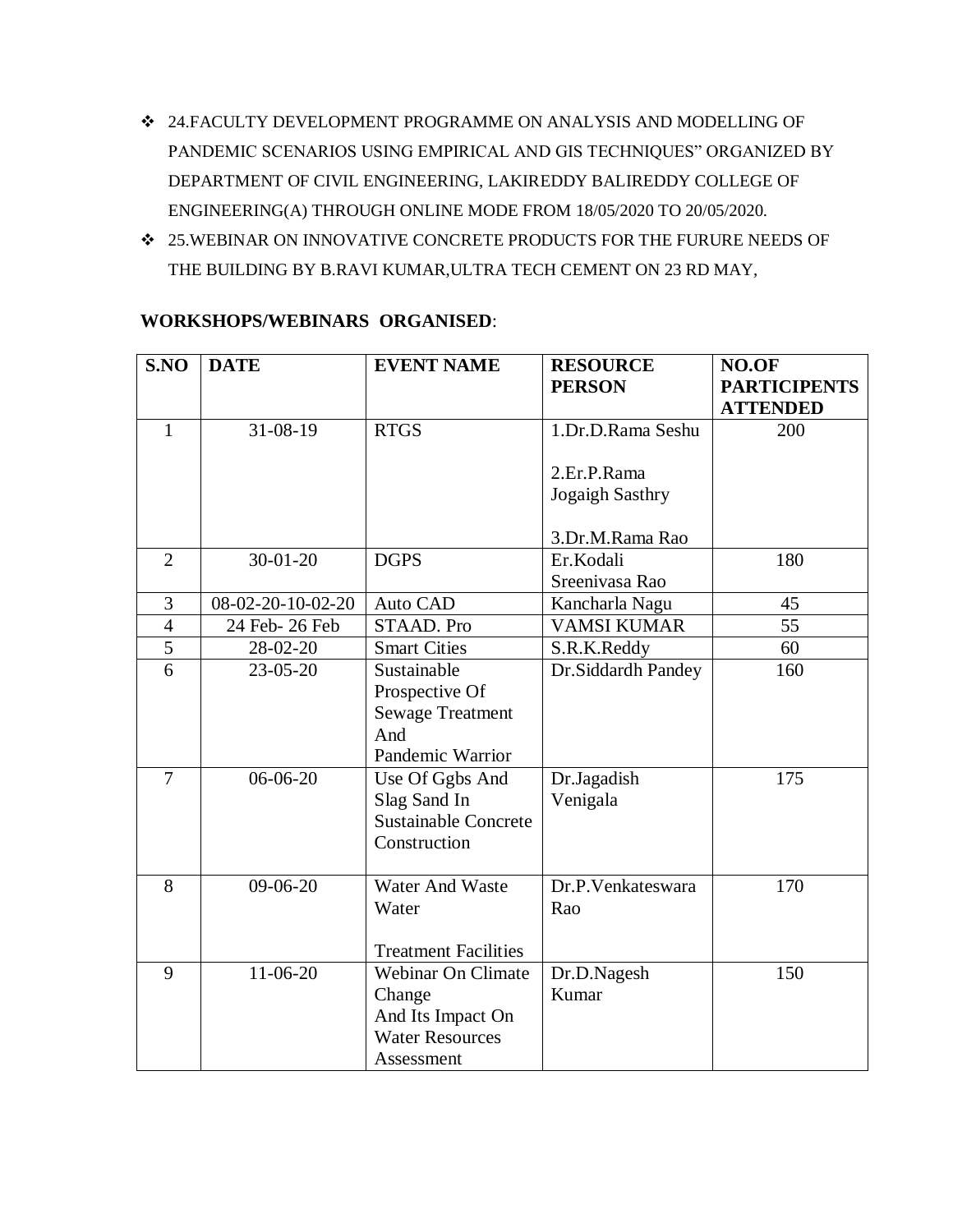- 24.FACULTY DEVELOPMENT PROGRAMME ON ANALYSIS AND MODELLING OF PANDEMIC SCENARIOS USING EMPIRICAL AND GIS TECHNIQUES" ORGANIZED BY DEPARTMENT OF CIVIL ENGINEERING, LAKIREDDY BALIREDDY COLLEGE OF ENGINEERING(A) THROUGH ONLINE MODE FROM 18/05/2020 TO 20/05/2020.
- 25.WEBINAR ON INNOVATIVE CONCRETE PRODUCTS FOR THE FURURE NEEDS OF THE BUILDING BY B.RAVI KUMAR,ULTRA TECH CEMENT ON 23 RD MAY,

**WORKSHOPS/WEBINARS ORGANISED**:

| S.NO | DATE | EVENT NAME | RESOURCE PERSON | NO.OF PARTICIPENTS ATTENDED |
|---|---|---|---|---|
| 1 | 31-08-19 | RTGS | 1.Dr.D.Rama Seshu<br>2.Er.P.Rama Jogaigh Sasthry<br>3.Dr.M.Rama Rao | 200 |
| 2 | 30-01-20 | DGPS | Er.Kodali Sreenivasa Rao | 180 |
| 3 | 08-02-20-10-02-20 | Auto CAD | Kancharla Nagu | 45 |
| 4 | 24 Feb- 26 Feb | STAAD. Pro | VAMSI KUMAR | 55 |
| 5 | 28-02-20 | Smart Cities | S.R.K.Reddy | 60 |
| 6 | 23-05-20 | Sustainable Prospective Of Sewage Treatment And Pandemic Warrior | Dr.Siddardh Pandey | 160 |
| 7 | 06-06-20 | Use Of Ggbs And Slag Sand In Sustainable Concrete Construction | Dr.Jagadish Venigala | 175 |
| 8 | 09-06-20 | Water And Waste Water<br>Treatment Facilities | Dr.P.Venkateswara Rao | 170 |
| 9 | 11-06-20 | Webinar On Climate Change And Its Impact On Water Resources Assessment | Dr.D.Nagesh Kumar | 150 |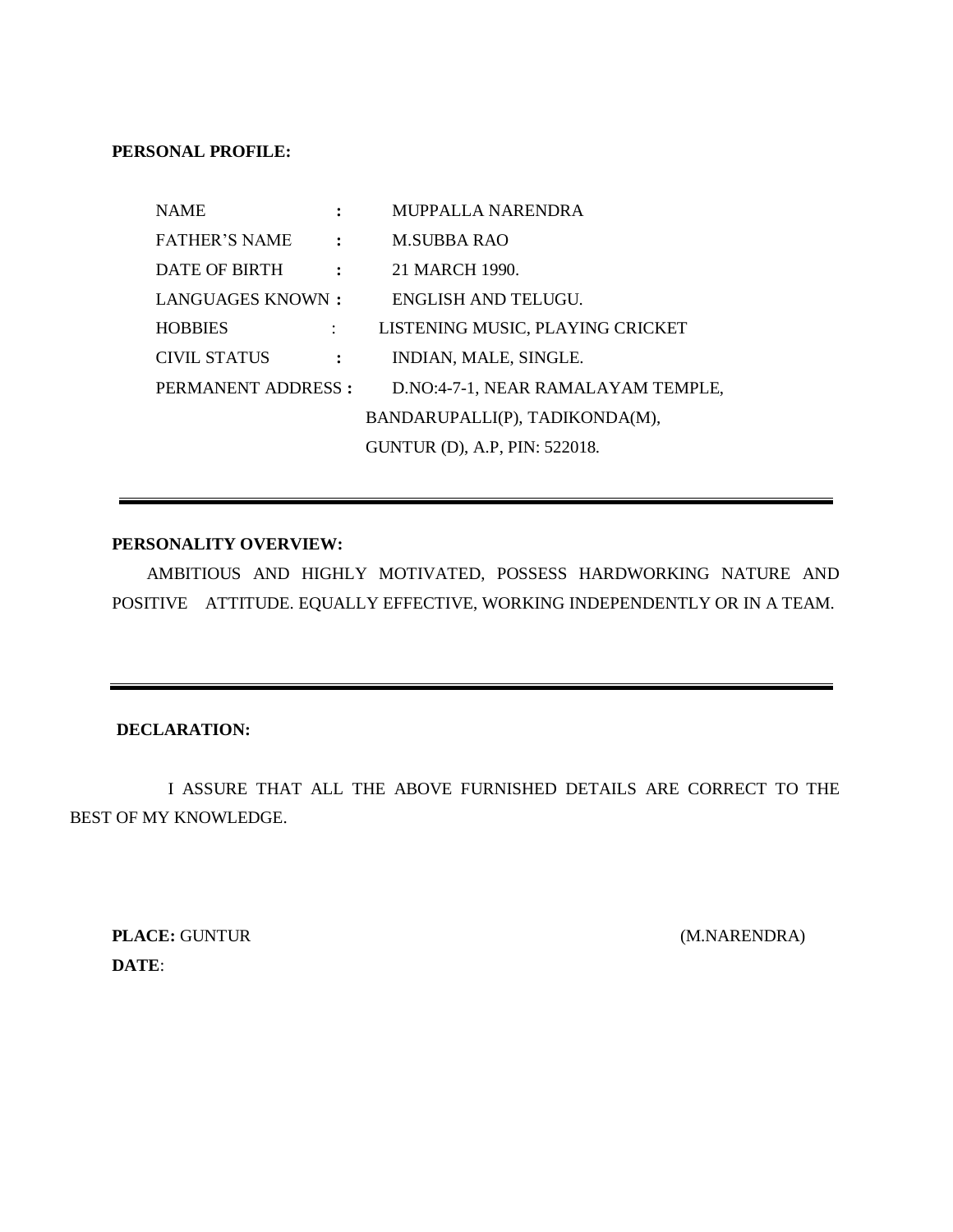**PERSONAL PROFILE:**

| | | |
|---|---|---|
| NAME | **:** | MUPPALLA NARENDRA |
| FATHER'S NAME | **:** | M.SUBBA RAO |
| DATE OF BIRTH | **:** | 21 MARCH 1990. |
| LANGUAGES KNOWN | **:** | ENGLISH AND TELUGU. |
| HOBBIES | : | LISTENING MUSIC, PLAYING CRICKET |
| CIVIL STATUS | **:** | INDIAN, MALE, SINGLE. |
| PERMANENT ADDRESS | **:** | D.NO:4-7-1, NEAR RAMALAYAM TEMPLE, BANDARUPALLI(P), TADIKONDA(M), GUNTUR (D), A.P, PIN: 522018. |

---

**PERSONALITY OVERVIEW:**

AMBITIOUS AND HIGHLY MOTIVATED, POSSESS HARDWORKING NATURE AND POSITIVE ATTITUDE. EQUALLY EFFECTIVE, WORKING INDEPENDENTLY OR IN A TEAM.

---

**DECLARATION:**

I ASSURE THAT ALL THE ABOVE FURNISHED DETAILS ARE CORRECT TO THE BEST OF MY KNOWLEDGE.

**PLACE:** GUNTUR (M.NARENDRA)

**DATE**: